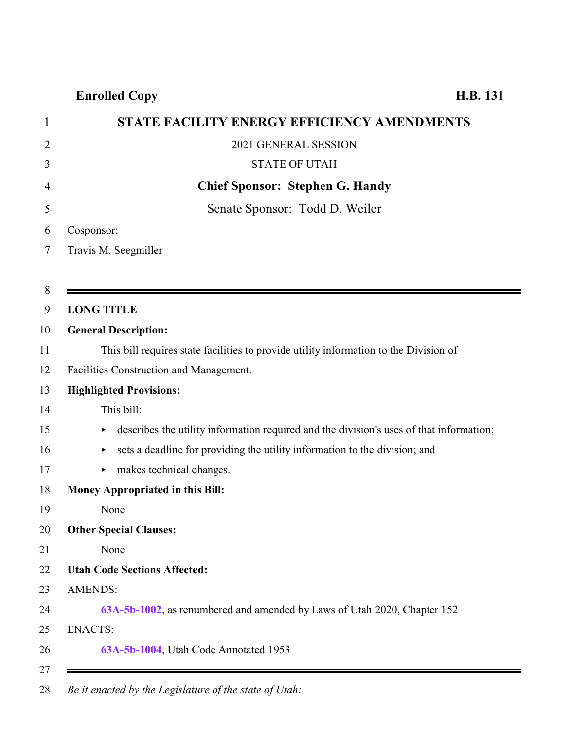**Enrolled Copy** **H.B. 131**

# STATE FACILITY ENERGY EFFICIENCY AMENDMENTS

2021 GENERAL SESSION

STATE OF UTAH

**Chief Sponsor: Stephen G. Handy**

Senate Sponsor: Todd D. Weiler

Cosponsor:

Travis M. Seegmiller

---

**LONG TITLE**

**General Description:**

This bill requires state facilities to provide utility information to the Division of Facilities Construction and Management.

**Highlighted Provisions:**

This bill:

- describes the utility information required and the division's uses of that information;
- sets a deadline for providing the utility information to the division; and
- makes technical changes.

**Money Appropriated in this Bill:**

None

**Other Special Clauses:**

None

**Utah Code Sections Affected:**

AMENDS:

**63A-5b-1002**, as renumbered and amended by Laws of Utah 2020, Chapter 152

ENACTS:

**63A-5b-1004**, Utah Code Annotated 1953

---

*Be it enacted by the Legislature of the state of Utah:*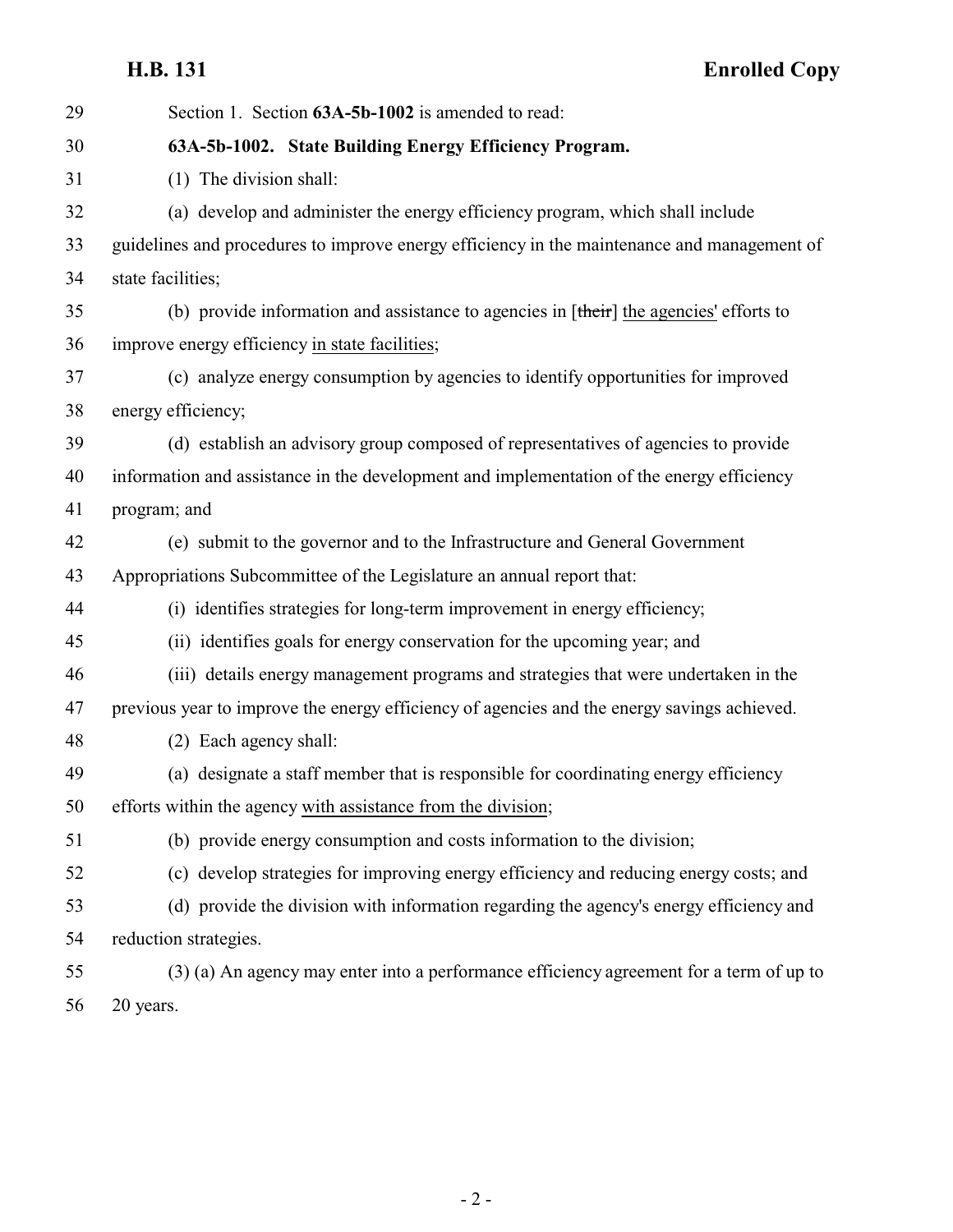Section 1. Section **63A-5b-1002** is amended to read:

**63A-5b-1002. State Building Energy Efficiency Program.**

(1) The division shall:

(a) develop and administer the energy efficiency program, which shall include guidelines and procedures to improve energy efficiency in the maintenance and management of state facilities;

(b) provide information and assistance to agencies in [~~their~~] the agencies' efforts to improve energy efficiency in state facilities;

(c) analyze energy consumption by agencies to identify opportunities for improved energy efficiency;

(d) establish an advisory group composed of representatives of agencies to provide information and assistance in the development and implementation of the energy efficiency program; and

(e) submit to the governor and to the Infrastructure and General Government Appropriations Subcommittee of the Legislature an annual report that:

(i) identifies strategies for long-term improvement in energy efficiency;

(ii) identifies goals for energy conservation for the upcoming year; and

(iii) details energy management programs and strategies that were undertaken in the previous year to improve the energy efficiency of agencies and the energy savings achieved.

(2) Each agency shall:

(a) designate a staff member that is responsible for coordinating energy efficiency efforts within the agency with assistance from the division;

(b) provide energy consumption and costs information to the division;

(c) develop strategies for improving energy efficiency and reducing energy costs; and

(d) provide the division with information regarding the agency's energy efficiency and reduction strategies.

(3) (a) An agency may enter into a performance efficiency agreement for a term of up to 20 years.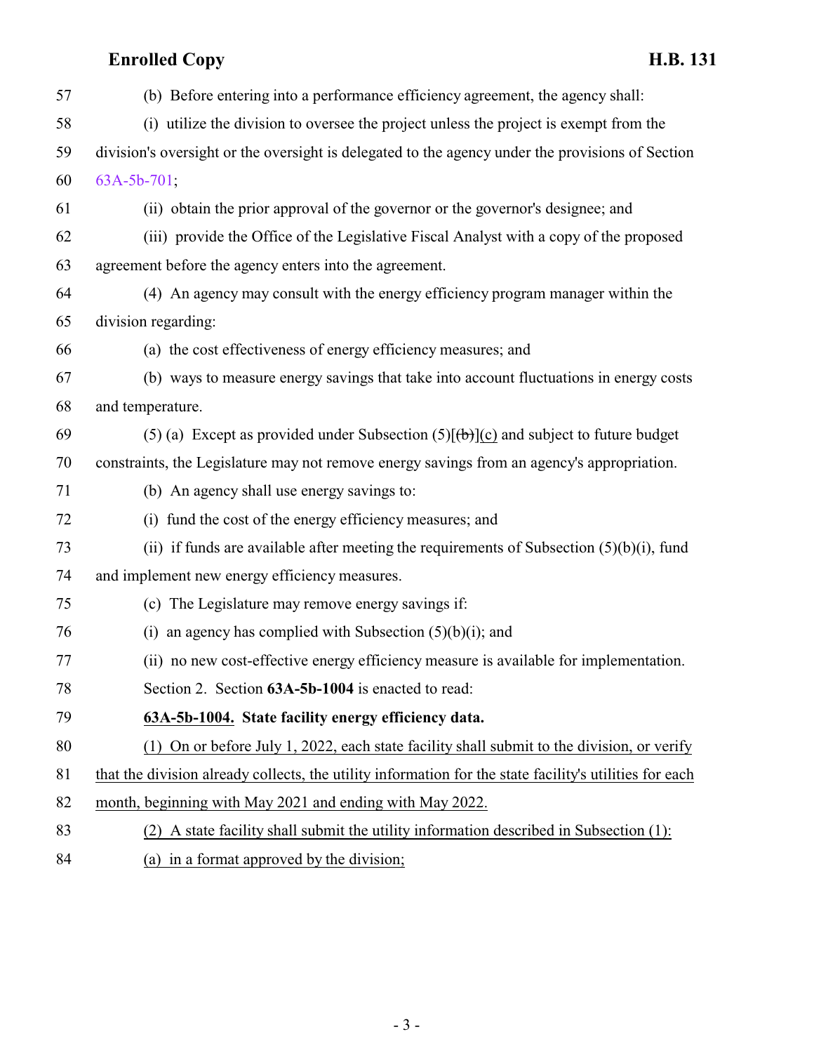57 (b) Before entering into a performance efficiency agreement, the agency shall:

58 (i) utilize the division to oversee the project unless the project is exempt from the

59 division's oversight or the oversight is delegated to the agency under the provisions of Section

60 63A-5b-701;

61 (ii) obtain the prior approval of the governor or the governor's designee; and

62 (iii) provide the Office of the Legislative Fiscal Analyst with a copy of the proposed

63 agreement before the agency enters into the agreement.

64 (4) An agency may consult with the energy efficiency program manager within the

65 division regarding:

66 (a) the cost effectiveness of energy efficiency measures; and

67 (b) ways to measure energy savings that take into account fluctuations in energy costs

68 and temperature.

69 (5) (a) Except as provided under Subsection (5)[~~(b)~~](c) and subject to future budget

70 constraints, the Legislature may not remove energy savings from an agency's appropriation.

71 (b) An agency shall use energy savings to:

72 (i) fund the cost of the energy efficiency measures; and

73 (ii) if funds are available after meeting the requirements of Subsection (5)(b)(i), fund

74 and implement new energy efficiency measures.

75 (c) The Legislature may remove energy savings if:

76 (i) an agency has complied with Subsection (5)(b)(i); and

77 (ii) no new cost-effective energy efficiency measure is available for implementation.

78 Section 2. Section **63A-5b-1004** is enacted to read:

79 **63A-5b-1004. State facility energy efficiency data.**

80 (1) On or before July 1, 2022, each state facility shall submit to the division, or verify

81 that the division already collects, the utility information for the state facility's utilities for each

82 month, beginning with May 2021 and ending with May 2022.

83 (2) A state facility shall submit the utility information described in Subsection (1):

84 (a) in a format approved by the division;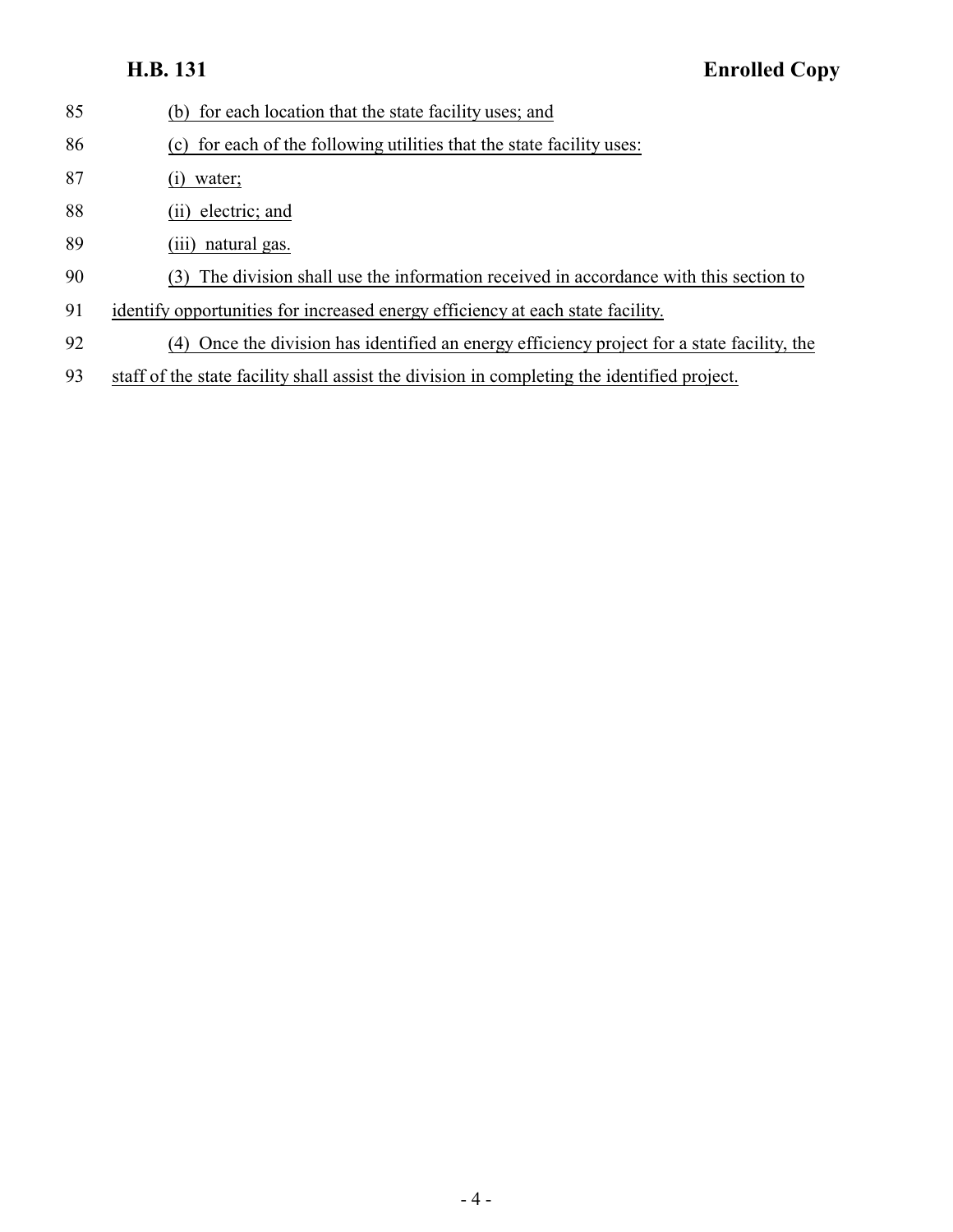(b) for each location that the state facility uses; and

(c) for each of the following utilities that the state facility uses:

(i) water;

(ii) electric; and

(iii) natural gas.

(3) The division shall use the information received in accordance with this section to identify opportunities for increased energy efficiency at each state facility.

(4) Once the division has identified an energy efficiency project for a state facility, the staff of the state facility shall assist the division in completing the identified project.